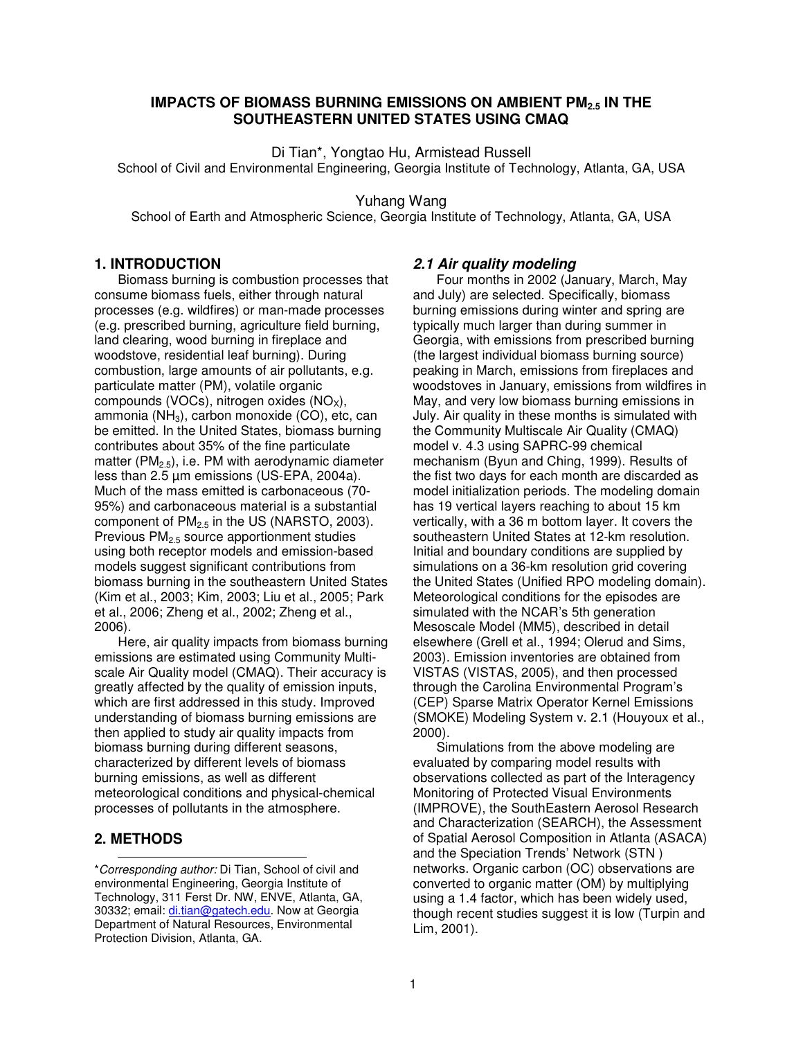# IMPACTS OF BIOMASS BURNING EMISSIONS ON AMBIENT $PM_{2.5}$ IN THE SOUTHEASTERN UNITED STATES USING CMAQ

Di Tian*, Yongtao Hu, Armistead Russell
School of Civil and Environmental Engineering, Georgia Institute of Technology, Atlanta, GA, USA

Yuhang Wang
School of Earth and Atmospheric Science, Georgia Institute of Technology, Atlanta, GA, USA

## 1. INTRODUCTION

Biomass burning is combustion processes that consume biomass fuels, either through natural processes (e.g. wildfires) or man-made processes (e.g. prescribed burning, agriculture field burning, land clearing, wood burning in fireplace and woodstove, residential leaf burning). During combustion, large amounts of air pollutants, e.g. particulate matter (PM), volatile organic compounds (VOCs), nitrogen oxides ($NO_X$), ammonia ($NH_3$), carbon monoxide (CO), etc, can be emitted. In the United States, biomass burning contributes about 35% of the fine particulate matter ($PM_{2.5}$), i.e. PM with aerodynamic diameter less than 2.5 µm emissions (US-EPA, 2004a). Much of the mass emitted is carbonaceous (70-95%) and carbonaceous material is a substantial component of $PM_{2.5}$ in the US (NARSTO, 2003). Previous $PM_{2.5}$ source apportionment studies using both receptor models and emission-based models suggest significant contributions from biomass burning in the southeastern United States (Kim et al., 2003; Kim, 2003; Liu et al., 2005; Park et al., 2006; Zheng et al., 2002; Zheng et al., 2006).

Here, air quality impacts from biomass burning emissions are estimated using Community Multi-scale Air Quality model (CMAQ). Their accuracy is greatly affected by the quality of emission inputs, which are first addressed in this study. Improved understanding of biomass burning emissions are then applied to study air quality impacts from biomass burning during different seasons, characterized by different levels of biomass burning emissions, as well as different meteorological conditions and physical-chemical processes of pollutants in the atmosphere.

## 2. METHODS

### *2.1 Air quality modeling*

Four months in 2002 (January, March, May and July) are selected. Specifically, biomass burning emissions during winter and spring are typically much larger than during summer in Georgia, with emissions from prescribed burning (the largest individual biomass burning source) peaking in March, emissions from fireplaces and woodstoves in January, emissions from wildfires in May, and very low biomass burning emissions in July. Air quality in these months is simulated with the Community Multiscale Air Quality (CMAQ) model v. 4.3 using SAPRC-99 chemical mechanism (Byun and Ching, 1999). Results of the fist two days for each month are discarded as model initialization periods. The modeling domain has 19 vertical layers reaching to about 15 km vertically, with a 36 m bottom layer. It covers the southeastern United States at 12-km resolution. Initial and boundary conditions are supplied by simulations on a 36-km resolution grid covering the United States (Unified RPO modeling domain). Meteorological conditions for the episodes are simulated with the NCAR's 5th generation Mesoscale Model (MM5), described in detail elsewhere (Grell et al., 1994; Olerud and Sims, 2003). Emission inventories are obtained from VISTAS (VISTAS, 2005), and then processed through the Carolina Environmental Program's (CEP) Sparse Matrix Operator Kernel Emissions (SMOKE) Modeling System v. 2.1 (Houyoux et al., 2000).

Simulations from the above modeling are evaluated by comparing model results with observations collected as part of the Interagency Monitoring of Protected Visual Environments (IMPROVE), the SouthEastern Aerosol Research and Characterization (SEARCH), the Assessment of Spatial Aerosol Composition in Atlanta (ASACA) and the Speciation Trends' Network (STN ) networks. Organic carbon (OC) observations are converted to organic matter (OM) by multiplying using a 1.4 factor, which has been widely used, though recent studies suggest it is low (Turpin and Lim, 2001).

---

\**Corresponding author:* Di Tian, School of civil and environmental Engineering, Georgia Institute of Technology, 311 Ferst Dr. NW, ENVE, Atlanta, GA, 30332; email: di.tian@gatech.edu. Now at Georgia Department of Natural Resources, Environmental Protection Division, Atlanta, GA.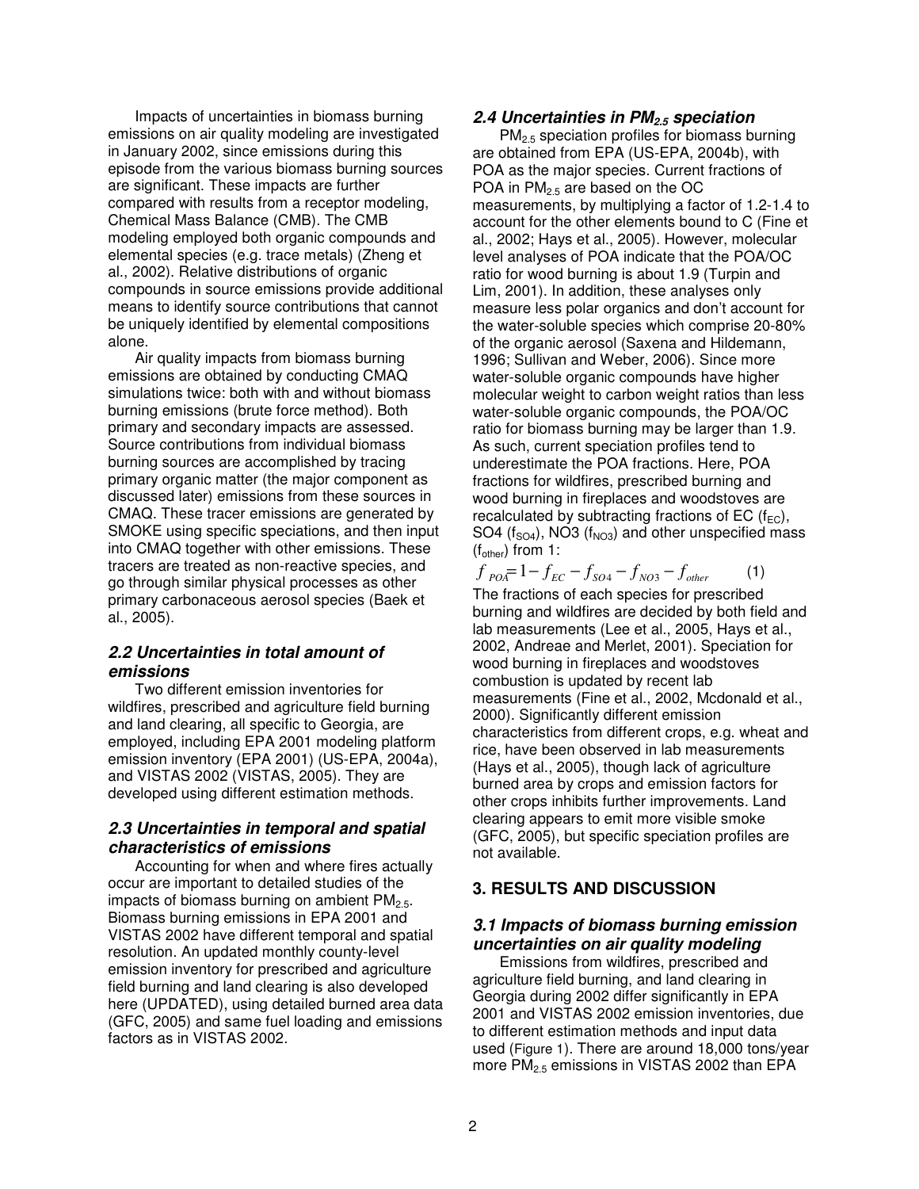Impacts of uncertainties in biomass burning emissions on air quality modeling are investigated in January 2002, since emissions during this episode from the various biomass burning sources are significant. These impacts are further compared with results from a receptor modeling, Chemical Mass Balance (CMB). The CMB modeling employed both organic compounds and elemental species (e.g. trace metals) (Zheng et al., 2002). Relative distributions of organic compounds in source emissions provide additional means to identify source contributions that cannot be uniquely identified by elemental compositions alone.

Air quality impacts from biomass burning emissions are obtained by conducting CMAQ simulations twice: both with and without biomass burning emissions (brute force method). Both primary and secondary impacts are assessed. Source contributions from individual biomass burning sources are accomplished by tracing primary organic matter (the major component as discussed later) emissions from these sources in CMAQ. These tracer emissions are generated by SMOKE using specific speciations, and then input into CMAQ together with other emissions. These tracers are treated as non-reactive species, and go through similar physical processes as other primary carbonaceous aerosol species (Baek et al., 2005).

### *2.2 Uncertainties in total amount of emissions*

Two different emission inventories for wildfires, prescribed and agriculture field burning and land clearing, all specific to Georgia, are employed, including EPA 2001 modeling platform emission inventory (EPA 2001) (US-EPA, 2004a), and VISTAS 2002 (VISTAS, 2005). They are developed using different estimation methods.

### *2.3 Uncertainties in temporal and spatial characteristics of emissions*

Accounting for when and where fires actually occur are important to detailed studies of the impacts of biomass burning on ambient $PM_{2.5}$. Biomass burning emissions in EPA 2001 and VISTAS 2002 have different temporal and spatial resolution. An updated monthly county-level emission inventory for prescribed and agriculture field burning and land clearing is also developed here (UPDATED), using detailed burned area data (GFC, 2005) and same fuel loading and emissions factors as in VISTAS 2002.

### *2.4 Uncertainties in $PM_{2.5}$ speciation*

$PM_{2.5}$ speciation profiles for biomass burning are obtained from EPA (US-EPA, 2004b), with POA as the major species. Current fractions of POA in $PM_{2.5}$ are based on the OC measurements, by multiplying a factor of 1.2-1.4 to account for the other elements bound to C (Fine et al., 2002; Hays et al., 2005). However, molecular level analyses of POA indicate that the POA/OC ratio for wood burning is about 1.9 (Turpin and Lim, 2001). In addition, these analyses only measure less polar organics and don't account for the water-soluble species which comprise 20-80% of the organic aerosol (Saxena and Hildemann, 1996; Sullivan and Weber, 2006). Since more water-soluble organic compounds have higher molecular weight to carbon weight ratios than less water-soluble organic compounds, the POA/OC ratio for biomass burning may be larger than 1.9. As such, current speciation profiles tend to underestimate the POA fractions. Here, POA fractions for wildfires, prescribed burning and wood burning in fireplaces and woodstoves are recalculated by subtracting fractions of EC ($f_{EC}$), SO4 ($f_{SO4}$), NO3 ($f_{NO3}$) and other unspecified mass ($f_{other}$) from 1:

$$f_{POA} = 1 - f_{EC} - f_{SO4} - f_{NO3} - f_{other} \qquad (1)$$

The fractions of each species for prescribed burning and wildfires are decided by both field and lab measurements (Lee et al., 2005, Hays et al., 2002, Andreae and Merlet, 2001). Speciation for wood burning in fireplaces and woodstoves combustion is updated by recent lab measurements (Fine et al., 2002, Mcdonald et al., 2000). Significantly different emission characteristics from different crops, e.g. wheat and rice, have been observed in lab measurements (Hays et al., 2005), though lack of agriculture burned area by crops and emission factors for other crops inhibits further improvements. Land clearing appears to emit more visible smoke (GFC, 2005), but specific speciation profiles are not available.

## 3. RESULTS AND DISCUSSION

### *3.1 Impacts of biomass burning emission uncertainties on air quality modeling*

Emissions from wildfires, prescribed and agriculture field burning, and land clearing in Georgia during 2002 differ significantly in EPA 2001 and VISTAS 2002 emission inventories, due to different estimation methods and input data used (Figure 1). There are around 18,000 tons/year more $PM_{2.5}$ emissions in VISTAS 2002 than EPA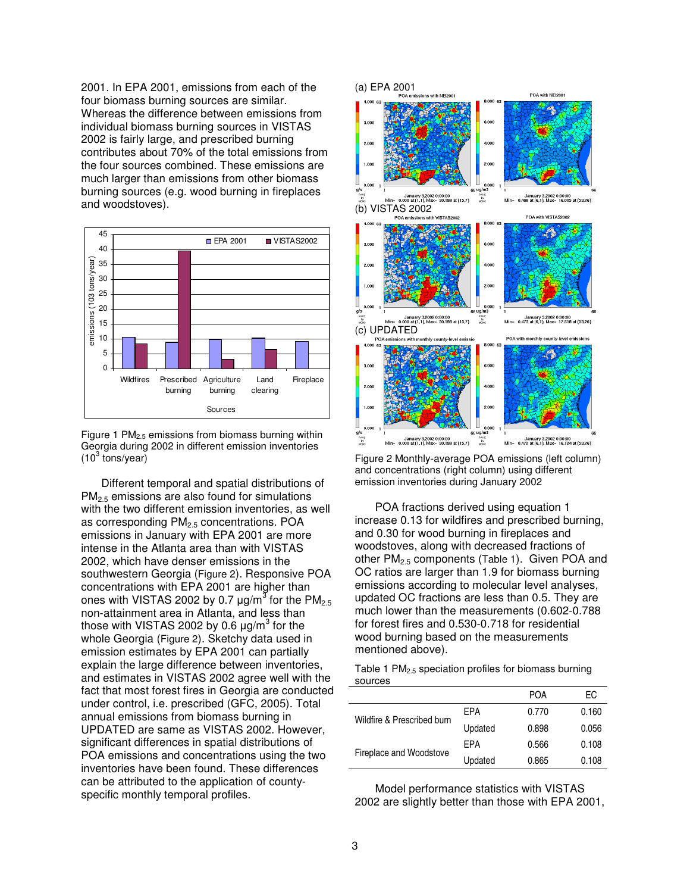2001. In EPA 2001, emissions from each of the four biomass burning sources are similar. Whereas the difference between emissions from individual biomass burning sources in VISTAS 2002 is fairly large, and prescribed burning contributes about 70% of the total emissions from the four sources combined. These emissions are much larger than emissions from other biomass burning sources (e.g. wood burning in fireplaces and woodstoves).

Figure 1 $PM_{2.5}$ emissions from biomass burning within Georgia during 2002 in different emission inventories ($10^3$ tons/year)

Different temporal and spatial distributions of $PM_{2.5}$ emissions are also found for simulations with the two different emission inventories, as well as corresponding $PM_{2.5}$ concentrations. POA emissions in January with EPA 2001 are more intense in the Atlanta area than with VISTAS 2002, which have denser emissions in the southwestern Georgia (Figure 2). Responsive POA concentrations with EPA 2001 are higher than ones with VISTAS 2002 by 0.7 μg/m$^3$ for the $PM_{2.5}$ non-attainment area in Atlanta, and less than those with VISTAS 2002 by 0.6 μg/m$^3$ for the whole Georgia (Figure 2). Sketchy data used in emission estimates by EPA 2001 can partially explain the large difference between inventories, and estimates in VISTAS 2002 agree well with the fact that most forest fires in Georgia are conducted under control, i.e. prescribed (GFC, 2005). Total annual emissions from biomass burning in UPDATED are same as VISTAS 2002. However, significant differences in spatial distributions of POA emissions and concentrations using the two inventories have been found. These differences can be attributed to the application of county-specific monthly temporal profiles.

Figure 2 Monthly-average POA emissions (left column) and concentrations (right column) using different emission inventories during January 2002

POA fractions derived using equation 1 increase 0.13 for wildfires and prescribed burning, and 0.30 for wood burning in fireplaces and woodstoves, along with decreased fractions of other $PM_{2.5}$ components (Table 1). Given POA and OC ratios are larger than 1.9 for biomass burning emissions according to molecular level analyses, updated OC fractions are less than 0.5. They are much lower than the measurements (0.602-0.788 for forest fires and 0.530-0.718 for residential wood burning based on the measurements mentioned above).

Table 1 $PM_{2.5}$ speciation profiles for biomass burning sources

| | | POA | EC |
|---|---|---|---|
| Wildfire & Prescribed burn | EPA | 0.770 | 0.160 |
| | Updated | 0.898 | 0.056 |
| Fireplace and Woodstove | EPA | 0.566 | 0.108 |
| | Updated | 0.865 | 0.108 |

Model performance statistics with VISTAS 2002 are slightly better than those with EPA 2001,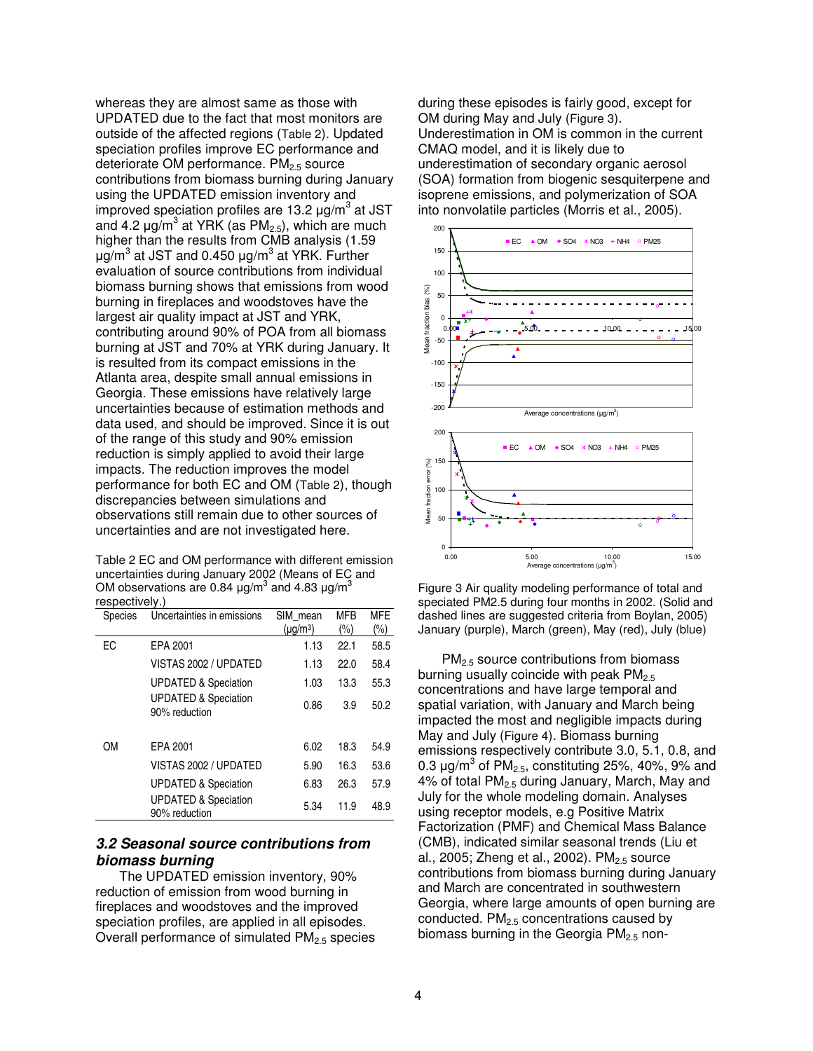whereas they are almost same as those with UPDATED due to the fact that most monitors are outside of the affected regions (Table 2). Updated speciation profiles improve EC performance and deteriorate OM performance. $PM_{2.5}$ source contributions from biomass burning during January using the UPDATED emission inventory and improved speciation profiles are 13.2 μg/m$^3$ at JST and 4.2 μg/m$^3$ at YRK (as $PM_{2.5}$), which are much higher than the results from CMB analysis (1.59 μg/m$^3$ at JST and 0.450 μg/m$^3$ at YRK. Further evaluation of source contributions from individual biomass burning shows that emissions from wood burning in fireplaces and woodstoves have the largest air quality impact at JST and YRK, contributing around 90% of POA from all biomass burning at JST and 70% at YRK during January. It is resulted from its compact emissions in the Atlanta area, despite small annual emissions in Georgia. These emissions have relatively large uncertainties because of estimation methods and data used, and should be improved. Since it is out of the range of this study and 90% emission reduction is simply applied to avoid their large impacts. The reduction improves the model performance for both EC and OM (Table 2), though discrepancies between simulations and observations still remain due to other sources of uncertainties and are not investigated here.

Table 2 EC and OM performance with different emission uncertainties during January 2002 (Means of EC and OM observations are 0.84 μg/m$^3$ and 4.83 μg/m$^3$ respectively.)

| Species | Uncertainties in emissions | SIM_mean (μg/m$^3$) | MFB (%) | MFE (%) |
|---|---|---|---|---|
| EC | EPA 2001 | 1.13 | 22.1 | 58.5 |
| | VISTAS 2002 / UPDATED | 1.13 | 22.0 | 58.4 |
| | UPDATED & Speciation | 1.03 | 13.3 | 55.3 |
| | UPDATED & Speciation 90% reduction | 0.86 | 3.9 | 50.2 |
| OM | EPA 2001 | 6.02 | 18.3 | 54.9 |
| | VISTAS 2002 / UPDATED | 5.90 | 16.3 | 53.6 |
| | UPDATED & Speciation | 6.83 | 26.3 | 57.9 |
| | UPDATED & Speciation 90% reduction | 5.34 | 11.9 | 48.9 |

### 3.2 Seasonal source contributions from biomass burning

The UPDATED emission inventory, 90% reduction of emission from wood burning in fireplaces and woodstoves and the improved speciation profiles, are applied in all episodes. Overall performance of simulated $PM_{2.5}$ species during these episodes is fairly good, except for OM during May and July (Figure 3). Underestimation in OM is common in the current CMAQ model, and it is likely due to underestimation of secondary organic aerosol (SOA) formation from biogenic sesquiterpene and isoprene emissions, and polymerization of SOA into nonvolatile particles (Morris et al., 2005).

Figure 3 Air quality modeling performance of total and speciated PM2.5 during four months in 2002. (Solid and dashed lines are suggested criteria from Boylan, 2005) January (purple), March (green), May (red), July (blue)

$PM_{2.5}$ source contributions from biomass burning usually coincide with peak $PM_{2.5}$ concentrations and have large temporal and spatial variation, with January and March being impacted the most and negligible impacts during May and July (Figure 4). Biomass burning emissions respectively contribute 3.0, 5.1, 0.8, and 0.3 μg/m$^3$ of $PM_{2.5}$, constituting 25%, 40%, 9% and 4% of total $PM_{2.5}$ during January, March, May and July for the whole modeling domain. Analyses using receptor models, e.g Positive Matrix Factorization (PMF) and Chemical Mass Balance (CMB), indicated similar seasonal trends (Liu et al., 2005; Zheng et al., 2002). $PM_{2.5}$ source contributions from biomass burning during January and March are concentrated in southwestern Georgia, where large amounts of open burning are conducted. $PM_{2.5}$ concentrations caused by biomass burning in the Georgia $PM_{2.5}$ non-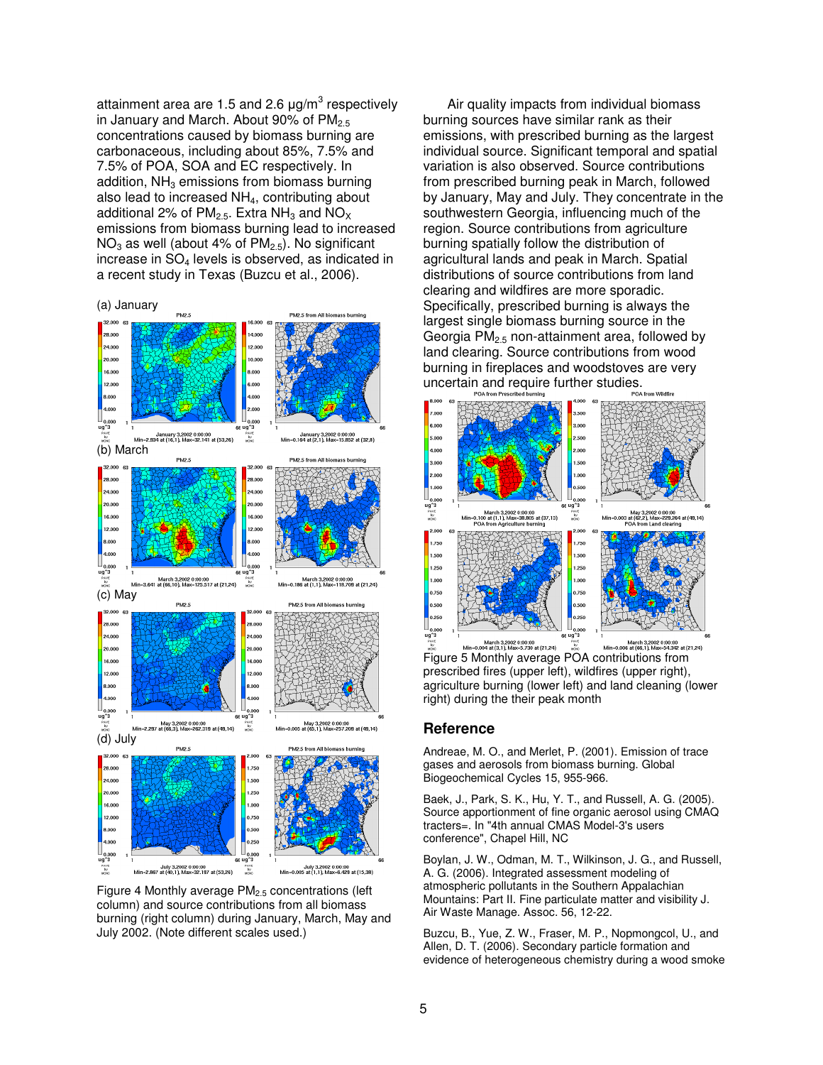attainment area are 1.5 and 2.6 μg/m$^3$ respectively in January and March. About 90% of $PM_{2.5}$ concentrations caused by biomass burning are carbonaceous, including about 85%, 7.5% and 7.5% of POA, SOA and EC respectively. In addition, $NH_3$ emissions from biomass burning also lead to increased $NH_4$, contributing about additional 2% of $PM_{2.5}$. Extra $NH_3$ and $NO_X$ emissions from biomass burning lead to increased $NO_3$ as well (about 4% of $PM_{2.5}$). No significant increase in $SO_4$ levels is observed, as indicated in a recent study in Texas (Buzcu et al., 2006).

(a) January

(b) March

(c) May

(d) July

Figure 4 Monthly average $PM_{2.5}$ concentrations (left column) and source contributions from all biomass burning (right column) during January, March, May and July 2002. (Note different scales used.)

Air quality impacts from individual biomass burning sources have similar rank as their emissions, with prescribed burning as the largest individual source. Significant temporal and spatial variation is also observed. Source contributions from prescribed burning peak in March, followed by January, May and July. They concentrate in the southwestern Georgia, influencing much of the region. Source contributions from agriculture burning spatially follow the distribution of agricultural lands and peak in March. Spatial distributions of source contributions from land clearing and wildfires are more sporadic. Specifically, prescribed burning is always the largest single biomass burning source in the Georgia $PM_{2.5}$ non-attainment area, followed by land clearing. Source contributions from wood burning in fireplaces and woodstoves are very uncertain and require further studies.

Figure 5 Monthly average POA contributions from prescribed fires (upper left), wildfires (upper right), agriculture burning (lower left) and land cleaning (lower right) during the their peak month

## Reference

Andreae, M. O., and Merlet, P. (2001). Emission of trace gases and aerosols from biomass burning. Global Biogeochemical Cycles 15, 955-966.

Baek, J., Park, S. K., Hu, Y. T., and Russell, A. G. (2005). Source apportionment of fine organic aerosol using CMAQ tracters=. In "4th annual CMAS Model-3's users conference", Chapel Hill, NC

Boylan, J. W., Odman, M. T., Wilkinson, J. G., and Russell, A. G. (2006). Integrated assessment modeling of atmospheric pollutants in the Southern Appalachian Mountains: Part II. Fine particulate matter and visibility J. Air Waste Manage. Assoc. 56, 12-22.

Buzcu, B., Yue, Z. W., Fraser, M. P., Nopmongcol, U., and Allen, D. T. (2006). Secondary particle formation and evidence of heterogeneous chemistry during a wood smoke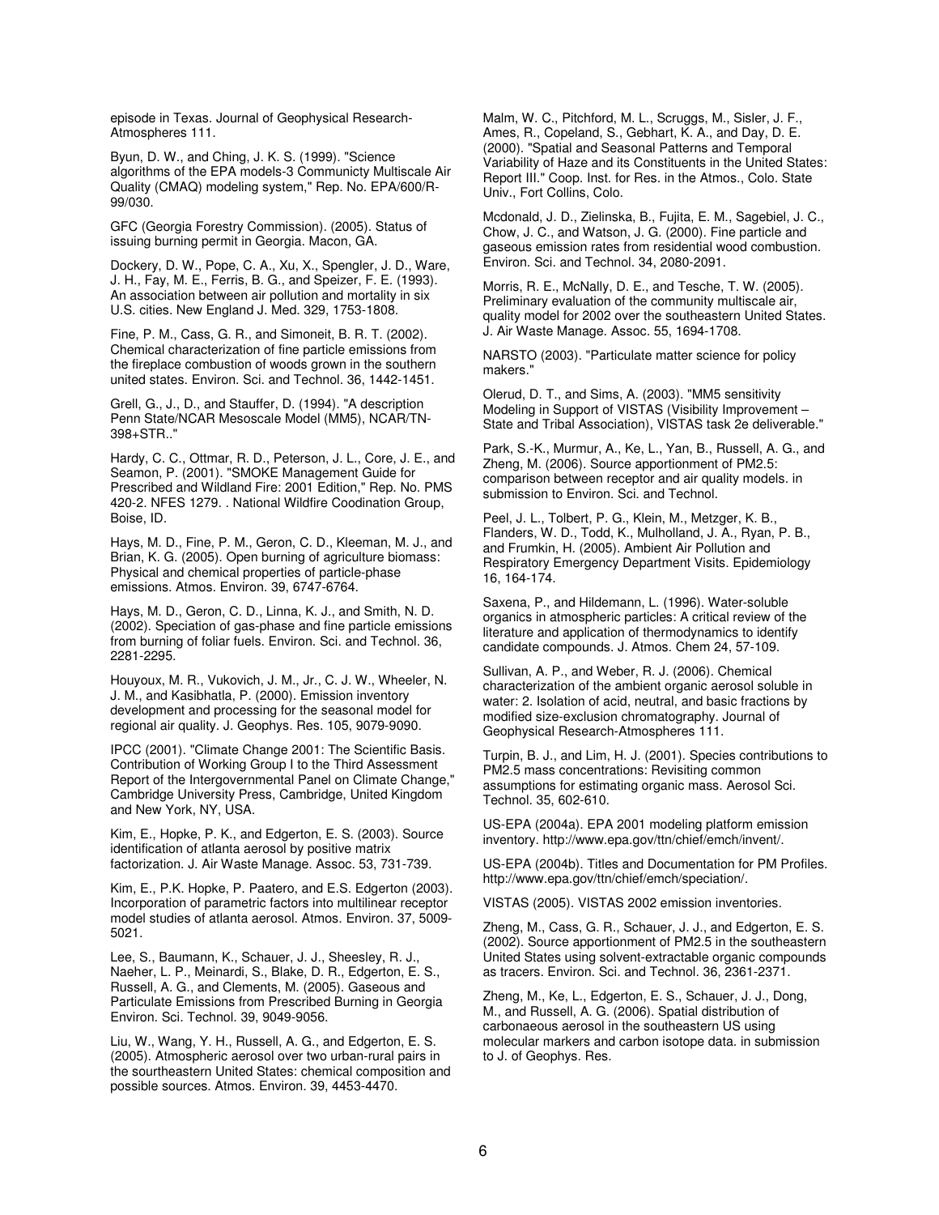episode in Texas. Journal of Geophysical Research-Atmospheres 111.

Byun, D. W., and Ching, J. K. S. (1999). "Science algorithms of the EPA models-3 Communicty Multiscale Air Quality (CMAQ) modeling system," Rep. No. EPA/600/R-99/030.

GFC (Georgia Forestry Commission). (2005). Status of issuing burning permit in Georgia. Macon, GA.

Dockery, D. W., Pope, C. A., Xu, X., Spengler, J. D., Ware, J. H., Fay, M. E., Ferris, B. G., and Speizer, F. E. (1993). An association between air pollution and mortality in six U.S. cities. New England J. Med. 329, 1753-1808.

Fine, P. M., Cass, G. R., and Simoneit, B. R. T. (2002). Chemical characterization of fine particle emissions from the fireplace combustion of woods grown in the southern united states. Environ. Sci. and Technol. 36, 1442-1451.

Grell, G., J., D., and Stauffer, D. (1994). "A description Penn State/NCAR Mesoscale Model (MM5), NCAR/TN-398+STR.."

Hardy, C. C., Ottmar, R. D., Peterson, J. L., Core, J. E., and Seamon, P. (2001). "SMOKE Management Guide for Prescribed and Wildland Fire: 2001 Edition," Rep. No. PMS 420-2. NFES 1279. . National Wildfire Coodination Group, Boise, ID.

Hays, M. D., Fine, P. M., Geron, C. D., Kleeman, M. J., and Brian, K. G. (2005). Open burning of agriculture biomass: Physical and chemical properties of particle-phase emissions. Atmos. Environ. 39, 6747-6764.

Hays, M. D., Geron, C. D., Linna, K. J., and Smith, N. D. (2002). Speciation of gas-phase and fine particle emissions from burning of foliar fuels. Environ. Sci. and Technol. 36, 2281-2295.

Houyoux, M. R., Vukovich, J. M., Jr., C. J. W., Wheeler, N. J. M., and Kasibhatla, P. (2000). Emission inventory development and processing for the seasonal model for regional air quality. J. Geophys. Res. 105, 9079-9090.

IPCC (2001). "Climate Change 2001: The Scientific Basis. Contribution of Working Group I to the Third Assessment Report of the Intergovernmental Panel on Climate Change," Cambridge University Press, Cambridge, United Kingdom and New York, NY, USA.

Kim, E., Hopke, P. K., and Edgerton, E. S. (2003). Source identification of atlanta aerosol by positive matrix factorization. J. Air Waste Manage. Assoc. 53, 731-739.

Kim, E., P.K. Hopke, P. Paatero, and E.S. Edgerton (2003). Incorporation of parametric factors into multilinear receptor model studies of atlanta aerosol. Atmos. Environ. 37, 5009-5021.

Lee, S., Baumann, K., Schauer, J. J., Sheesley, R. J., Naeher, L. P., Meinardi, S., Blake, D. R., Edgerton, E. S., Russell, A. G., and Clements, M. (2005). Gaseous and Particulate Emissions from Prescribed Burning in Georgia Environ. Sci. Technol. 39, 9049-9056.

Liu, W., Wang, Y. H., Russell, A. G., and Edgerton, E. S. (2005). Atmospheric aerosol over two urban-rural pairs in the sourtheastern United States: chemical composition and possible sources. Atmos. Environ. 39, 4453-4470.

Malm, W. C., Pitchford, M. L., Scruggs, M., Sisler, J. F., Ames, R., Copeland, S., Gebhart, K. A., and Day, D. E. (2000). "Spatial and Seasonal Patterns and Temporal Variability of Haze and its Constituents in the United States: Report III." Coop. Inst. for Res. in the Atmos., Colo. State Univ., Fort Collins, Colo.

Mcdonald, J. D., Zielinska, B., Fujita, E. M., Sagebiel, J. C., Chow, J. C., and Watson, J. G. (2000). Fine particle and gaseous emission rates from residential wood combustion. Environ. Sci. and Technol. 34, 2080-2091.

Morris, R. E., McNally, D. E., and Tesche, T. W. (2005). Preliminary evaluation of the community multiscale air, quality model for 2002 over the southeastern United States. J. Air Waste Manage. Assoc. 55, 1694-1708.

NARSTO (2003). "Particulate matter science for policy makers."

Olerud, D. T., and Sims, A. (2003). "MM5 sensitivity Modeling in Support of VISTAS (Visibility Improvement – State and Tribal Association), VISTAS task 2e deliverable."

Park, S.-K., Murmur, A., Ke, L., Yan, B., Russell, A. G., and Zheng, M. (2006). Source apportionment of PM2.5: comparison between receptor and air quality models. in submission to Environ. Sci. and Technol.

Peel, J. L., Tolbert, P. G., Klein, M., Metzger, K. B., Flanders, W. D., Todd, K., Mulholland, J. A., Ryan, P. B., and Frumkin, H. (2005). Ambient Air Pollution and Respiratory Emergency Department Visits. Epidemiology 16, 164-174.

Saxena, P., and Hildemann, L. (1996). Water-soluble organics in atmospheric particles: A critical review of the literature and application of thermodynamics to identify candidate compounds. J. Atmos. Chem 24, 57-109.

Sullivan, A. P., and Weber, R. J. (2006). Chemical characterization of the ambient organic aerosol soluble in water: 2. Isolation of acid, neutral, and basic fractions by modified size-exclusion chromatography. Journal of Geophysical Research-Atmospheres 111.

Turpin, B. J., and Lim, H. J. (2001). Species contributions to PM2.5 mass concentrations: Revisiting common assumptions for estimating organic mass. Aerosol Sci. Technol. 35, 602-610.

US-EPA (2004a). EPA 2001 modeling platform emission inventory. http://www.epa.gov/ttn/chief/emch/invent/.

US-EPA (2004b). Titles and Documentation for PM Profiles. http://www.epa.gov/ttn/chief/emch/speciation/.

VISTAS (2005). VISTAS 2002 emission inventories.

Zheng, M., Cass, G. R., Schauer, J. J., and Edgerton, E. S. (2002). Source apportionment of PM2.5 in the southeastern United States using solvent-extractable organic compounds as tracers. Environ. Sci. and Technol. 36, 2361-2371.

Zheng, M., Ke, L., Edgerton, E. S., Schauer, J. J., Dong, M., and Russell, A. G. (2006). Spatial distribution of carbonaeous aerosol in the southeastern US using molecular markers and carbon isotope data. in submission to J. of Geophys. Res.